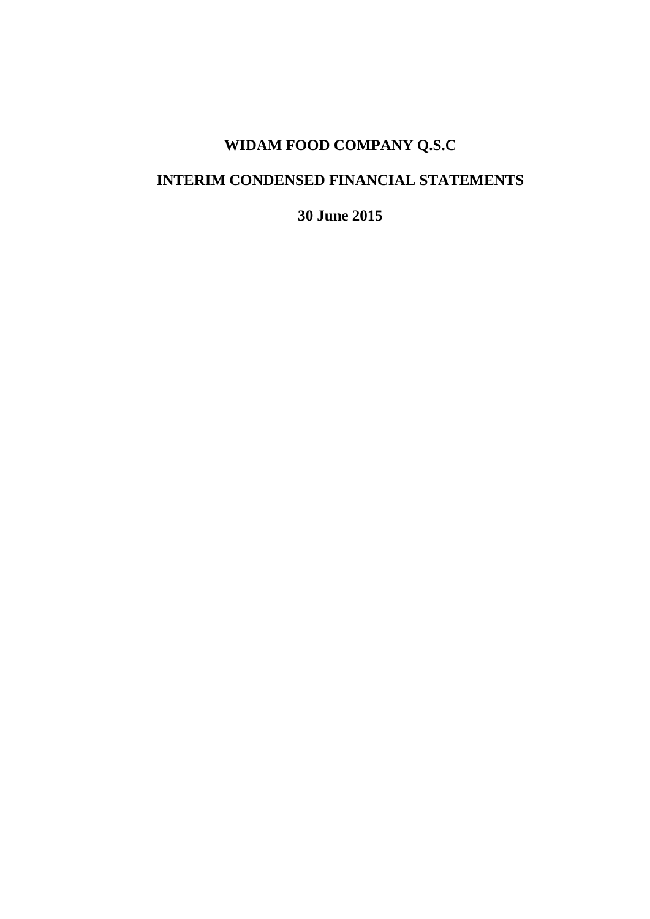# WIDAM FOOD COMPANY Q.S.C

## INTERIM CONDENSED FINANCIAL STATEMENTS

**30 June 2015**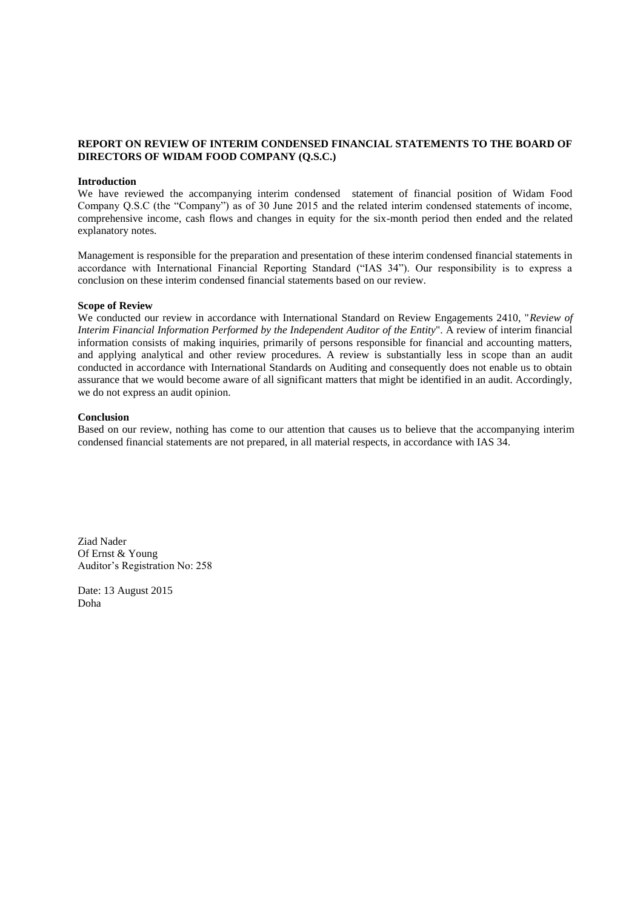**REPORT ON REVIEW OF INTERIM CONDENSED FINANCIAL STATEMENTS TO THE BOARD OF DIRECTORS OF WIDAM FOOD COMPANY (Q.S.C.)**

**Introduction**

We have reviewed the accompanying interim condensed statement of financial position of Widam Food Company Q.S.C (the "Company") as of 30 June 2015 and the related interim condensed statements of income, comprehensive income, cash flows and changes in equity for the six-month period then ended and the related explanatory notes.

Management is responsible for the preparation and presentation of these interim condensed financial statements in accordance with International Financial Reporting Standard ("IAS 34"). Our responsibility is to express a conclusion on these interim condensed financial statements based on our review.

**Scope of Review**

We conducted our review in accordance with International Standard on Review Engagements 2410, "*Review of Interim Financial Information Performed by the Independent Auditor of the Entity*". A review of interim financial information consists of making inquiries, primarily of persons responsible for financial and accounting matters, and applying analytical and other review procedures. A review is substantially less in scope than an audit conducted in accordance with International Standards on Auditing and consequently does not enable us to obtain assurance that we would become aware of all significant matters that might be identified in an audit. Accordingly, we do not express an audit opinion.

**Conclusion**

Based on our review, nothing has come to our attention that causes us to believe that the accompanying interim condensed financial statements are not prepared, in all material respects, in accordance with IAS 34.

Ziad Nader
Of Ernst & Young
Auditor's Registration No: 258

Date: 13 August 2015
Doha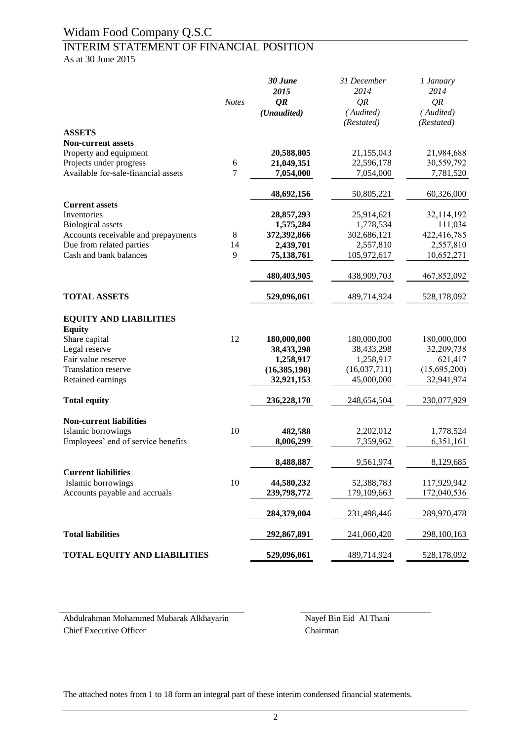# Widam Food Company Q.S.C

## INTERIM STATEMENT OF FINANCIAL POSITION

As at 30 June 2015

| | Notes | ***30 June 2015 QR (Unaudited)*** | *31 December 2014 QR (Audited) (Restated)* | *1 January 2014 QR (Audited) (Restated)* |
|---|---|---|---|---|
| **ASSETS** | | | | |
| **Non-current assets** | | | | |
| Property and equipment | | **20,588,805** | 21,155,043 | 21,984,688 |
| Projects under progress | 6 | **21,049,351** | 22,596,178 | 30,559,792 |
| Available for-sale-financial assets | 7 | **7,054,000** | 7,054,000 | 7,781,520 |
| | | **48,692,156** | 50,805,221 | 60,326,000 |
| **Current assets** | | | | |
| Inventories | | **28,857,293** | 25,914,621 | 32,114,192 |
| Biological assets | | **1,575,284** | 1,778,534 | 111,034 |
| Accounts receivable and prepayments | 8 | **372,392,866** | 302,686,121 | 422,416,785 |
| Due from related parties | 14 | **2,439,701** | 2,557,810 | 2,557,810 |
| Cash and bank balances | 9 | **75,138,761** | 105,972,617 | 10,652,271 |
| | | **480,403,905** | 438,909,703 | 467,852,092 |
| **TOTAL ASSETS** | | **529,096,061** | 489,714,924 | 528,178,092 |
| **EQUITY AND LIABILITIES** | | | | |
| **Equity** | | | | |
| Share capital | 12 | **180,000,000** | 180,000,000 | 180,000,000 |
| Legal reserve | | **38,433,298** | 38,433,298 | 32,209,738 |
| Fair value reserve | | **1,258,917** | 1,258,917 | 621,417 |
| Translation reserve | | **(16,385,198)** | (16,037,711) | (15,695,200) |
| Retained earnings | | **32,921,153** | 45,000,000 | 32,941,974 |
| **Total equity** | | **236,228,170** | 248,654,504 | 230,077,929 |
| **Non-current liabilities** | | | | |
| Islamic borrowings | 10 | **482,588** | 2,202,012 | 1,778,524 |
| Employees' end of service benefits | | **8,006,299** | 7,359,962 | 6,351,161 |
| | | **8,488,887** | 9,561,974 | 8,129,685 |
| **Current liabilities** | | | | |
| Islamic borrowings | 10 | **44,580,232** | 52,388,783 | 117,929,942 |
| Accounts payable and accruals | | **239,798,772** | 179,109,663 | 172,040,536 |
| | | **284,379,004** | 231,498,446 | 289,970,478 |
| **Total liabilities** | | **292,867,891** | 241,060,420 | 298,100,163 |
| **TOTAL EQUITY AND LIABILITIES** | | **529,096,061** | 489,714,924 | 528,178,092 |

Abdulrahman Mohammed Mubarak Alkhayarin
Chief Executive Officer

Nayef Bin Eid Al Thani
Chairman

The attached notes from 1 to 18 form an integral part of these interim condensed financial statements.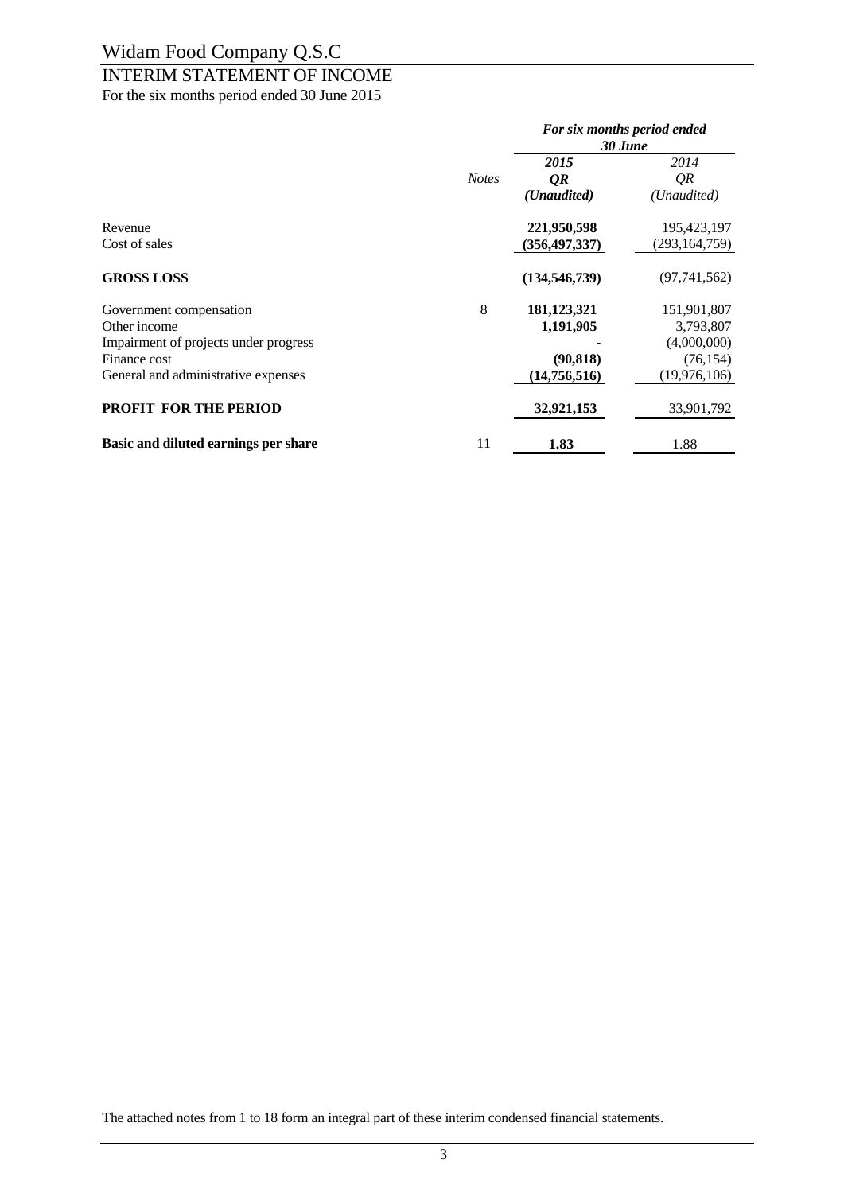# Widam Food Company Q.S.C

## INTERIM STATEMENT OF INCOME

For the six months period ended 30 June 2015

| | *Notes* | ***For six months period ended 30 June*** | |
|---|---|---|---|
| | | ***2015*** | *2014* |
| | | ***QR*** | *QR* |
| | | ***(Unaudited)*** | *(Unaudited)* |
| Revenue | | **221,950,598** | 195,423,197 |
| Cost of sales | | **(356,497,337)** | (293,164,759) |
| **GROSS LOSS** | | **(134,546,739)** | (97,741,562) |
| Government compensation | 8 | **181,123,321** | 151,901,807 |
| Other income | | **1,191,905** | 3,793,807 |
| Impairment of projects under progress | | **-** | (4,000,000) |
| Finance cost | | **(90,818)** | (76,154) |
| General and administrative expenses | | **(14,756,516)** | (19,976,106) |
| **PROFIT FOR THE PERIOD** | | **32,921,153** | 33,901,792 |
| **Basic and diluted earnings per share** | 11 | **1.83** | 1.88 |

The attached notes from 1 to 18 form an integral part of these interim condensed financial statements.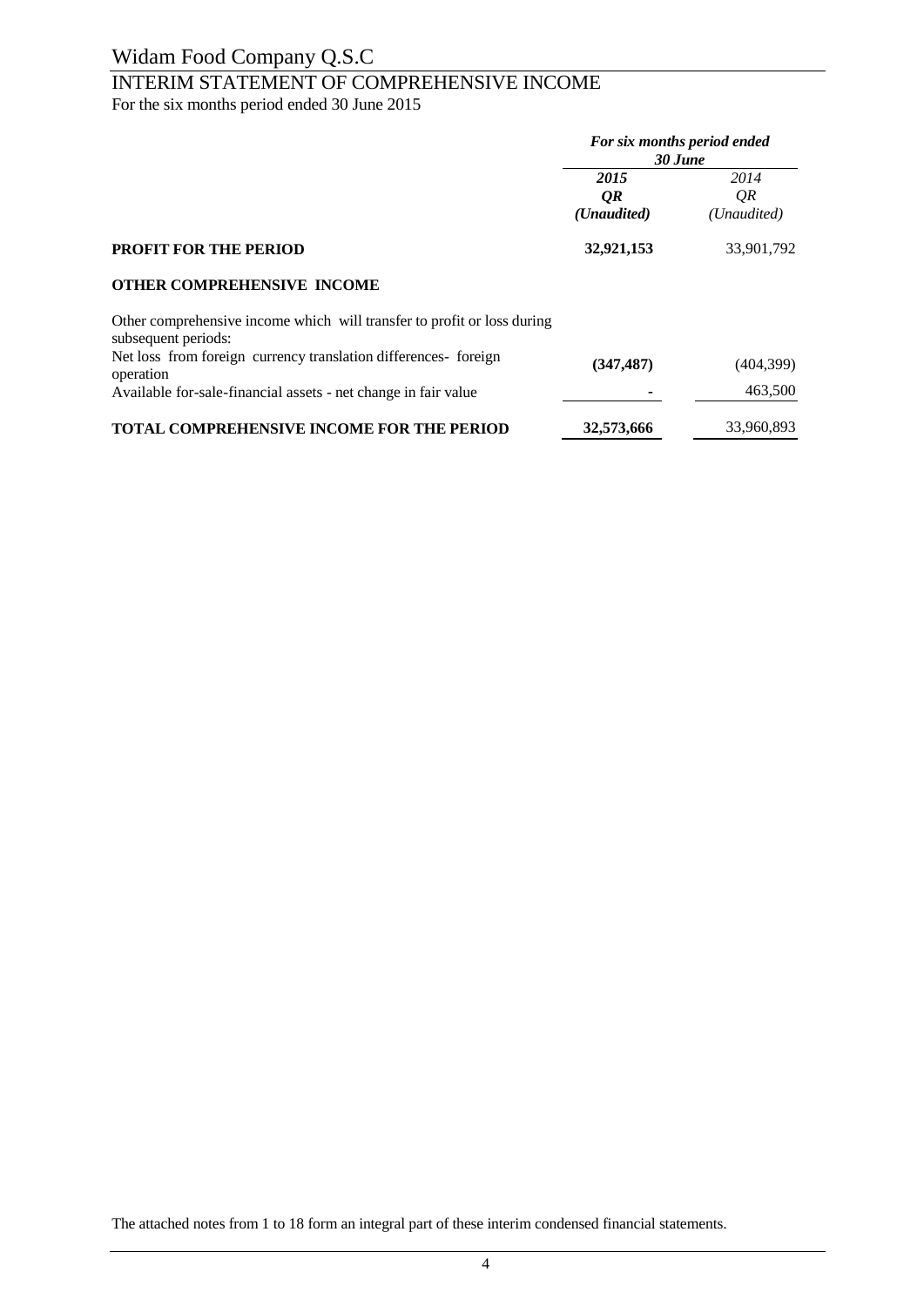# Widam Food Company Q.S.C

## INTERIM STATEMENT OF COMPREHENSIVE INCOME

For the six months period ended 30 June 2015

| | ***For six months period ended 30 June*** | |
|---|---|---|
| | ***2015*** | *2014* |
| | ***QR*** | *QR* |
| | ***(Unaudited)*** | *(Unaudited)* |
| **PROFIT FOR THE PERIOD** | **32,921,153** | 33,901,792 |
| **OTHER COMPREHENSIVE INCOME** | | |
| Other comprehensive income which will transfer to profit or loss during subsequent periods: | | |
| Net loss from foreign currency translation differences- foreign operation | **(347,487)** | (404,399) |
| Available for-sale-financial assets - net change in fair value | **-** | 463,500 |
| **TOTAL COMPREHENSIVE INCOME FOR THE PERIOD** | **32,573,666** | 33,960,893 |

The attached notes from 1 to 18 form an integral part of these interim condensed financial statements.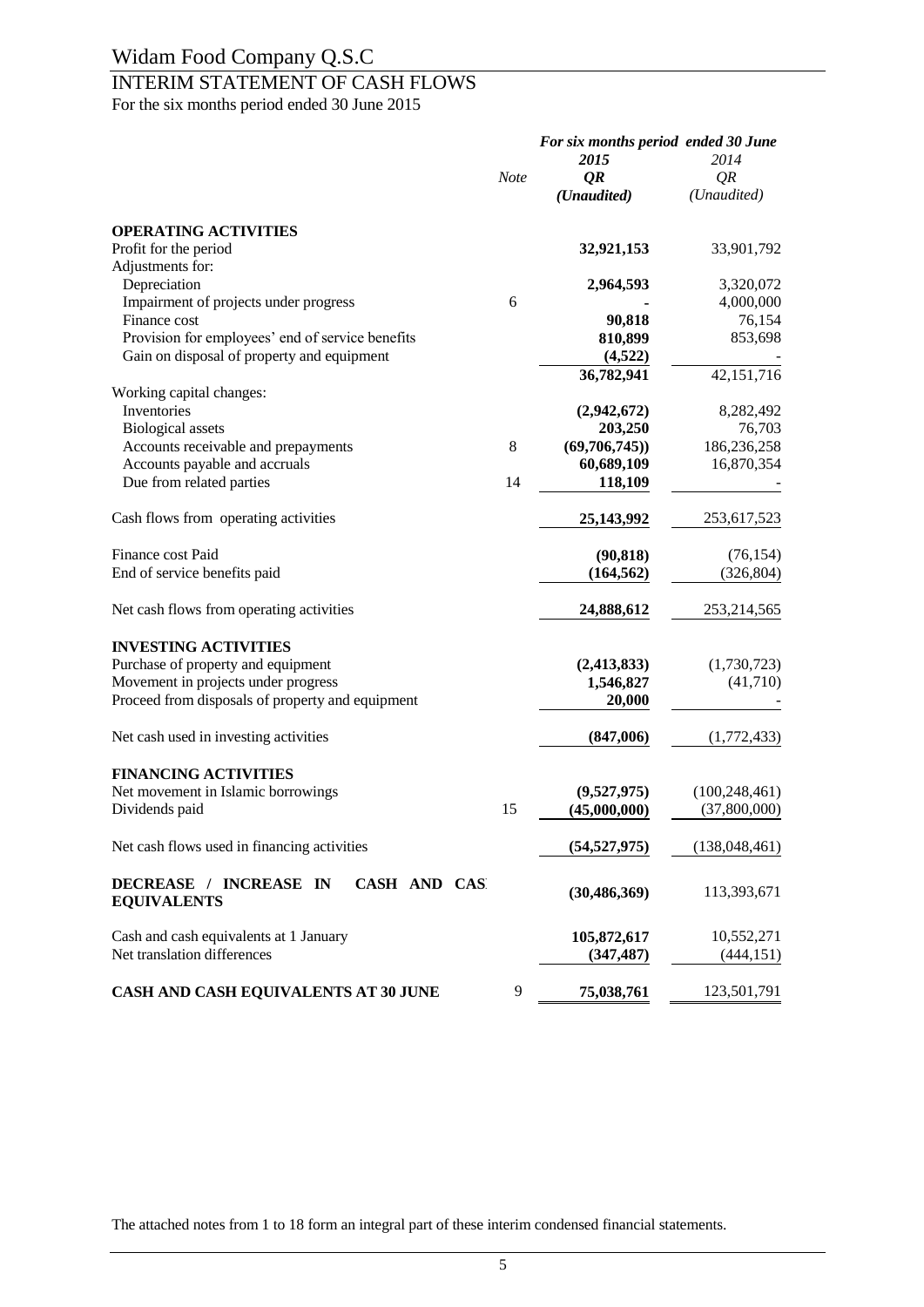# Widam Food Company Q.S.C

## INTERIM STATEMENT OF CASH FLOWS

For the six months period ended 30 June 2015

| | Note | For six months period ended 30 June 2015 QR (Unaudited) | 2014 QR (Unaudited) |
|---|---|---|---|
| **OPERATING ACTIVITIES** | | | |
| Profit for the period | | **32,921,153** | 33,901,792 |
| Adjustments for: | | | |
| Depreciation | | **2,964,593** | 3,320,072 |
| Impairment of projects under progress | 6 | **-** | 4,000,000 |
| Finance cost | | **90,818** | 76,154 |
| Provision for employees' end of service benefits | | **810,899** | 853,698 |
| Gain on disposal of property and equipment | | **(4,522)** | - |
| | | **36,782,941** | 42,151,716 |
| Working capital changes: | | | |
| Inventories | | **(2,942,672)** | 8,282,492 |
| Biological assets | | **203,250** | 76,703 |
| Accounts receivable and prepayments | 8 | **(69,706,745))** | 186,236,258 |
| Accounts payable and accruals | | **60,689,109** | 16,870,354 |
| Due from related parties | 14 | **118,109** | - |
| Cash flows from operating activities | | **25,143,992** | 253,617,523 |
| Finance cost Paid | | **(90,818)** | (76,154) |
| End of service benefits paid | | **(164,562)** | (326,804) |
| Net cash flows from operating activities | | **24,888,612** | 253,214,565 |
| **INVESTING ACTIVITIES** | | | |
| Purchase of property and equipment | | **(2,413,833)** | (1,730,723) |
| Movement in projects under progress | | **1,546,827** | (41,710) |
| Proceed from disposals of property and equipment | | **20,000** | - |
| Net cash used in investing activities | | **(847,006)** | (1,772,433) |
| **FINANCING ACTIVITIES** | | | |
| Net movement in Islamic borrowings | | **(9,527,975)** | (100,248,461) |
| Dividends paid | 15 | **(45,000,000)** | (37,800,000) |
| Net cash flows used in financing activities | | **(54,527,975)** | (138,048,461) |
| **DECREASE / INCREASE IN CASH AND CASH EQUIVALENTS** | | **(30,486,369)** | 113,393,671 |
| Cash and cash equivalents at 1 January | | **105,872,617** | 10,552,271 |
| Net translation differences | | **(347,487)** | (444,151) |
| **CASH AND CASH EQUIVALENTS AT 30 JUNE** | 9 | **75,038,761** | 123,501,791 |

The attached notes from 1 to 18 form an integral part of these interim condensed financial statements.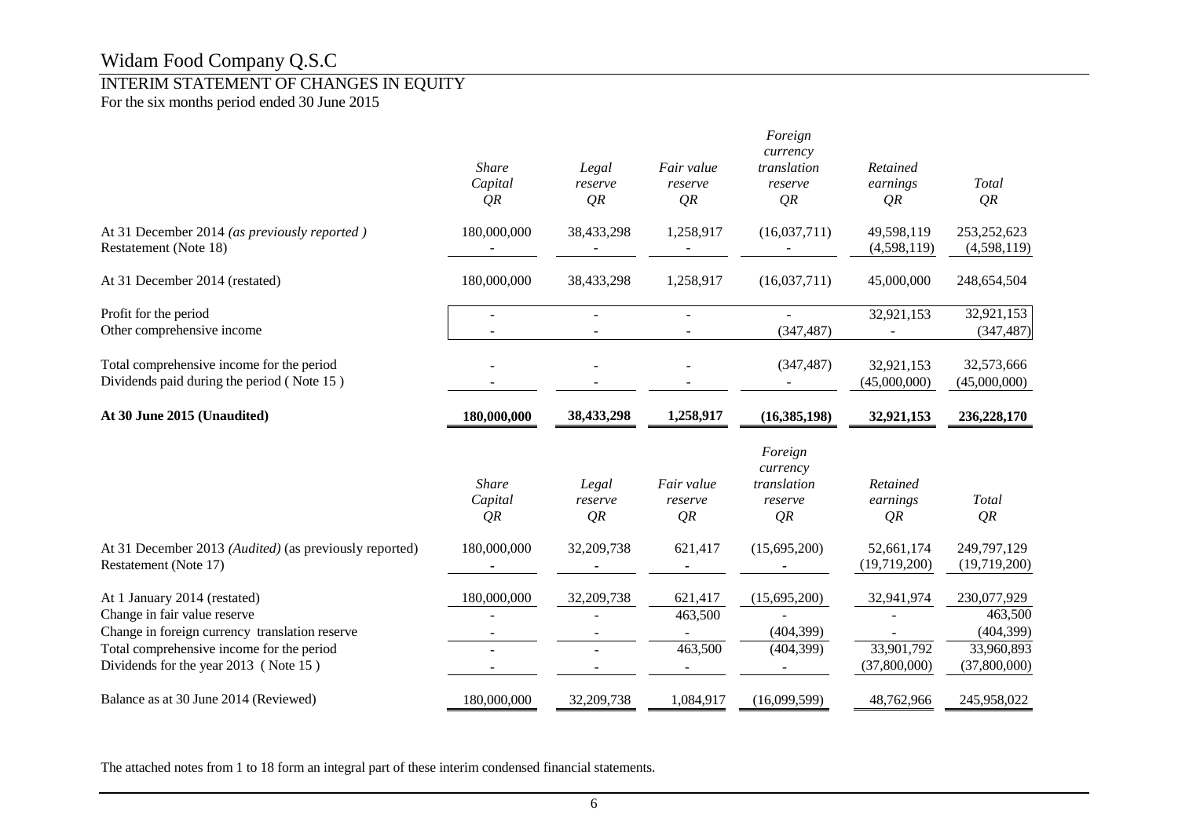# Widam Food Company Q.S.C

## INTERIM STATEMENT OF CHANGES IN EQUITY

For the six months period ended 30 June 2015

| | *Share Capital QR* | *Legal reserve QR* | *Fair value reserve QR* | *Foreign currency translation reserve QR* | *Retained earnings QR* | *Total QR* |
|---|---|---|---|---|---|---|
| At 31 December 2014 *(as previously reported )* | 180,000,000 | 38,433,298 | 1,258,917 | (16,037,711) | 49,598,119 | 253,252,623 |
| Restatement (Note 18) | - | - | - | - | (4,598,119) | (4,598,119) |
| At 31 December 2014 (restated) | 180,000,000 | 38,433,298 | 1,258,917 | (16,037,711) | 45,000,000 | 248,654,504 |
| Profit for the period | - | - | - | - | 32,921,153 | 32,921,153 |
| Other comprehensive income | - | - | - | (347,487) | - | (347,487) |
| Total comprehensive income for the period | - | - | - | (347,487) | 32,921,153 | 32,573,666 |
| Dividends paid during the period ( Note 15 ) | - | - | - | - | (45,000,000) | (45,000,000) |
| **At 30 June 2015 (Unaudited)** | **180,000,000** | **38,433,298** | **1,258,917** | **(16,385,198)** | **32,921,153** | **236,228,170** |

| | *Share Capital QR* | *Legal reserve QR* | *Fair value reserve QR* | *Foreign currency translation reserve QR* | *Retained earnings QR* | *Total QR* |
|---|---|---|---|---|---|---|
| At 31 December 2013 *(Audited)* (as previously reported) | 180,000,000 | 32,209,738 | 621,417 | (15,695,200) | 52,661,174 | 249,797,129 |
| Restatement (Note 17) | - | - | - | - | (19,719,200) | (19,719,200) |
| At 1 January 2014 (restated) | 180,000,000 | 32,209,738 | 621,417 | (15,695,200) | 32,941,974 | 230,077,929 |
| Change in fair value reserve | - | - | 463,500 | - | - | 463,500 |
| Change in foreign currency translation reserve | - | - | - | (404,399) | - | (404,399) |
| Total comprehensive income for the period | - | - | 463,500 | (404,399) | 33,901,792 | 33,960,893 |
| Dividends for the year 2013 ( Note 15 ) | - | - | - | - | (37,800,000) | (37,800,000) |
| Balance as at 30 June 2014 (Reviewed) | 180,000,000 | 32,209,738 | 1,084,917 | (16,099,599) | 48,762,966 | 245,958,022 |

The attached notes from 1 to 18 form an integral part of these interim condensed financial statements.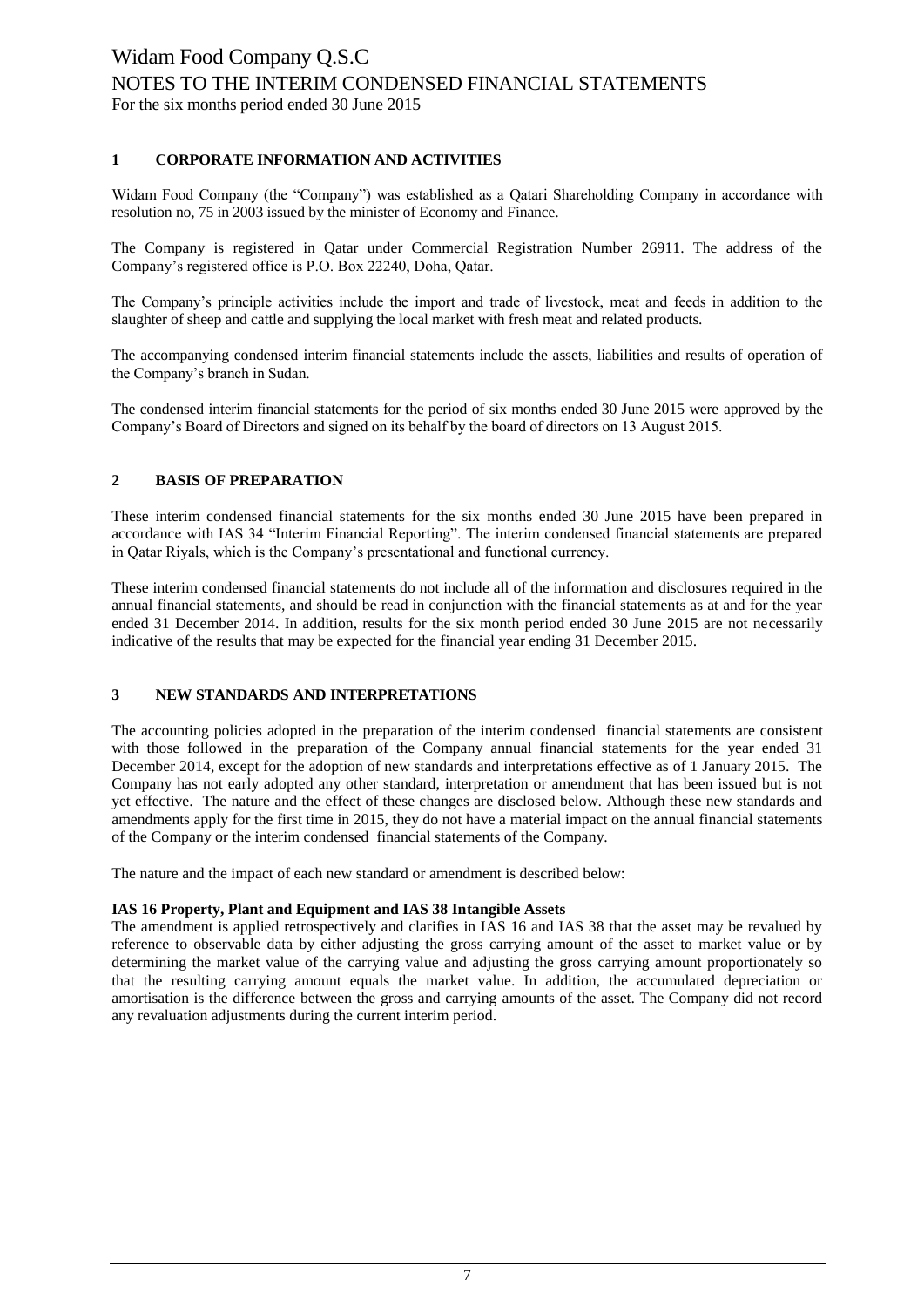## 1 CORPORATE INFORMATION AND ACTIVITIES

Widam Food Company (the "Company") was established as a Qatari Shareholding Company in accordance with resolution no, 75 in 2003 issued by the minister of Economy and Finance.

The Company is registered in Qatar under Commercial Registration Number 26911. The address of the Company's registered office is P.O. Box 22240, Doha, Qatar.

The Company's principle activities include the import and trade of livestock, meat and feeds in addition to the slaughter of sheep and cattle and supplying the local market with fresh meat and related products.

The accompanying condensed interim financial statements include the assets, liabilities and results of operation of the Company's branch in Sudan.

The condensed interim financial statements for the period of six months ended 30 June 2015 were approved by the Company's Board of Directors and signed on its behalf by the board of directors on 13 August 2015.

## 2 BASIS OF PREPARATION

These interim condensed financial statements for the six months ended 30 June 2015 have been prepared in accordance with IAS 34 "Interim Financial Reporting". The interim condensed financial statements are prepared in Qatar Riyals, which is the Company's presentational and functional currency.

These interim condensed financial statements do not include all of the information and disclosures required in the annual financial statements, and should be read in conjunction with the financial statements as at and for the year ended 31 December 2014. In addition, results for the six month period ended 30 June 2015 are not necessarily indicative of the results that may be expected for the financial year ending 31 December 2015.

## 3 NEW STANDARDS AND INTERPRETATIONS

The accounting policies adopted in the preparation of the interim condensed financial statements are consistent with those followed in the preparation of the Company annual financial statements for the year ended 31 December 2014, except for the adoption of new standards and interpretations effective as of 1 January 2015. The Company has not early adopted any other standard, interpretation or amendment that has been issued but is not yet effective. The nature and the effect of these changes are disclosed below. Although these new standards and amendments apply for the first time in 2015, they do not have a material impact on the annual financial statements of the Company or the interim condensed financial statements of the Company.

The nature and the impact of each new standard or amendment is described below:

**IAS 16 Property, Plant and Equipment and IAS 38 Intangible Assets**

The amendment is applied retrospectively and clarifies in IAS 16 and IAS 38 that the asset may be revalued by reference to observable data by either adjusting the gross carrying amount of the asset to market value or by determining the market value of the carrying value and adjusting the gross carrying amount proportionately so that the resulting carrying amount equals the market value. In addition, the accumulated depreciation or amortisation is the difference between the gross and carrying amounts of the asset. The Company did not record any revaluation adjustments during the current interim period.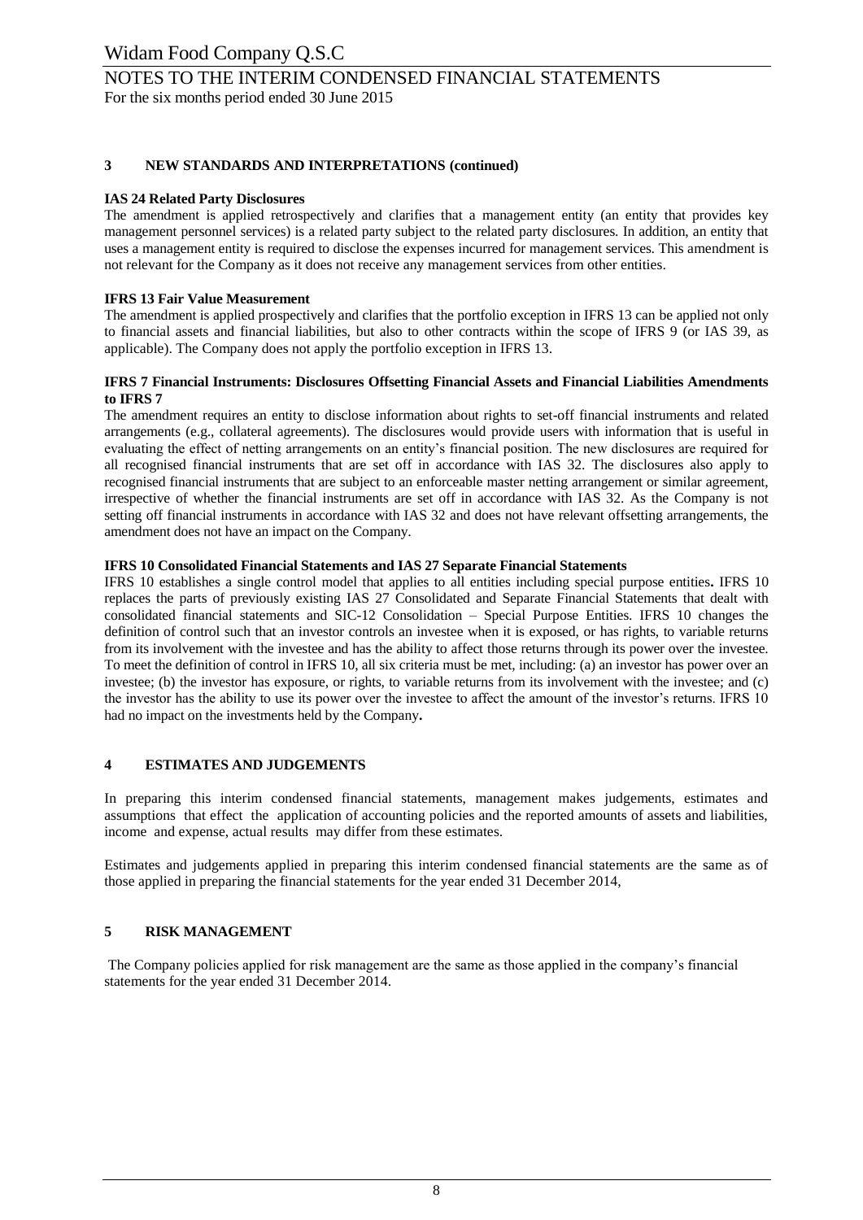## 3 NEW STANDARDS AND INTERPRETATIONS (continued)

**IAS 24 Related Party Disclosures**

The amendment is applied retrospectively and clarifies that a management entity (an entity that provides key management personnel services) is a related party subject to the related party disclosures. In addition, an entity that uses a management entity is required to disclose the expenses incurred for management services. This amendment is not relevant for the Company as it does not receive any management services from other entities.

**IFRS 13 Fair Value Measurement**

The amendment is applied prospectively and clarifies that the portfolio exception in IFRS 13 can be applied not only to financial assets and financial liabilities, but also to other contracts within the scope of IFRS 9 (or IAS 39, as applicable). The Company does not apply the portfolio exception in IFRS 13.

**IFRS 7 Financial Instruments: Disclosures Offsetting Financial Assets and Financial Liabilities Amendments to IFRS 7**

The amendment requires an entity to disclose information about rights to set-off financial instruments and related arrangements (e.g., collateral agreements). The disclosures would provide users with information that is useful in evaluating the effect of netting arrangements on an entity's financial position. The new disclosures are required for all recognised financial instruments that are set off in accordance with IAS 32. The disclosures also apply to recognised financial instruments that are subject to an enforceable master netting arrangement or similar agreement, irrespective of whether the financial instruments are set off in accordance with IAS 32. As the Company is not setting off financial instruments in accordance with IAS 32 and does not have relevant offsetting arrangements, the amendment does not have an impact on the Company.

**IFRS 10 Consolidated Financial Statements and IAS 27 Separate Financial Statements**

IFRS 10 establishes a single control model that applies to all entities including special purpose entities**.** IFRS 10 replaces the parts of previously existing IAS 27 Consolidated and Separate Financial Statements that dealt with consolidated financial statements and SIC-12 Consolidation – Special Purpose Entities. IFRS 10 changes the definition of control such that an investor controls an investee when it is exposed, or has rights, to variable returns from its involvement with the investee and has the ability to affect those returns through its power over the investee. To meet the definition of control in IFRS 10, all six criteria must be met, including: (a) an investor has power over an investee; (b) the investor has exposure, or rights, to variable returns from its involvement with the investee; and (c) the investor has the ability to use its power over the investee to affect the amount of the investor's returns. IFRS 10 had no impact on the investments held by the Company**.**

## 4 ESTIMATES AND JUDGEMENTS

In preparing this interim condensed financial statements, management makes judgements, estimates and assumptions that effect the application of accounting policies and the reported amounts of assets and liabilities, income and expense, actual results may differ from these estimates.

Estimates and judgements applied in preparing this interim condensed financial statements are the same as of those applied in preparing the financial statements for the year ended 31 December 2014,

## 5 RISK MANAGEMENT

The Company policies applied for risk management are the same as those applied in the company's financial statements for the year ended 31 December 2014.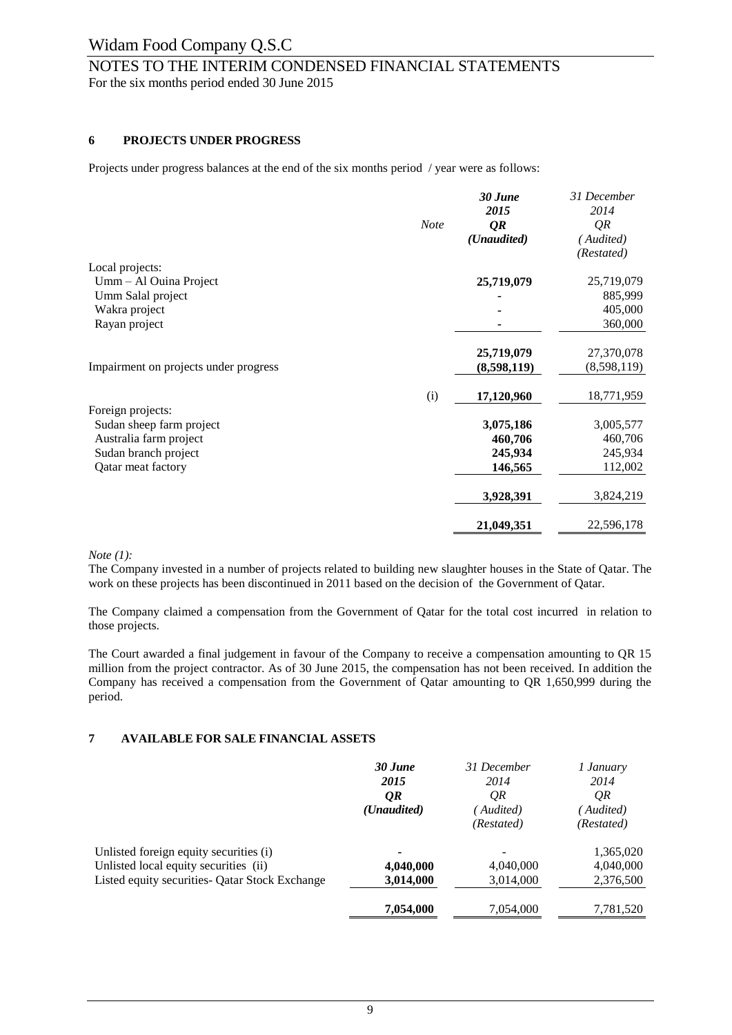# Widam Food Company Q.S.C

## NOTES TO THE INTERIM CONDENSED FINANCIAL STATEMENTS

For the six months period ended 30 June 2015

### 6 PROJECTS UNDER PROGRESS

Projects under progress balances at the end of the six months period / year were as follows:

| | Note | ***30 June 2015 QR (Unaudited)*** | *31 December 2014 QR (Audited) (Restated)* |
|---|---|---|---|
| Local projects: | | | |
| Umm – Al Ouina Project | | **25,719,079** | 25,719,079 |
| Umm Salal project | | **-** | 885,999 |
| Wakra project | | **-** | 405,000 |
| Rayan project | | - | 360,000 |
| | | **25,719,079** | 27,370,078 |
| Impairment on projects under progress | | **(8,598,119)** | (8,598,119) |
| | (i) | **17,120,960** | 18,771,959 |
| Foreign projects: | | | |
| Sudan sheep farm project | | **3,075,186** | 3,005,577 |
| Australia farm project | | **460,706** | 460,706 |
| Sudan branch project | | **245,934** | 245,934 |
| Qatar meat factory | | **146,565** | 112,002 |
| | | **3,928,391** | 3,824,219 |
| | | **21,049,351** | 22,596,178 |

*Note (1):*

The Company invested in a number of projects related to building new slaughter houses in the State of Qatar. The work on these projects has been discontinued in 2011 based on the decision of the Government of Qatar.

The Company claimed a compensation from the Government of Qatar for the total cost incurred in relation to those projects.

The Court awarded a final judgement in favour of the Company to receive a compensation amounting to QR 15 million from the project contractor. As of 30 June 2015, the compensation has not been received. In addition the Company has received a compensation from the Government of Qatar amounting to QR 1,650,999 during the period.

### 7 AVAILABLE FOR SALE FINANCIAL ASSETS

| | ***30 June 2015 QR (Unaudited)*** | *31 December 2014 QR (Audited) (Restated)* | *1 January 2014 QR (Audited) (Restated)* |
|---|---|---|---|
| Unlisted foreign equity securities (i) | **-** | - | 1,365,020 |
| Unlisted local equity securities (ii) | **4,040,000** | 4,040,000 | 4,040,000 |
| Listed equity securities- Qatar Stock Exchange | **3,014,000** | 3,014,000 | 2,376,500 |
| | **7,054,000** | 7,054,000 | 7,781,520 |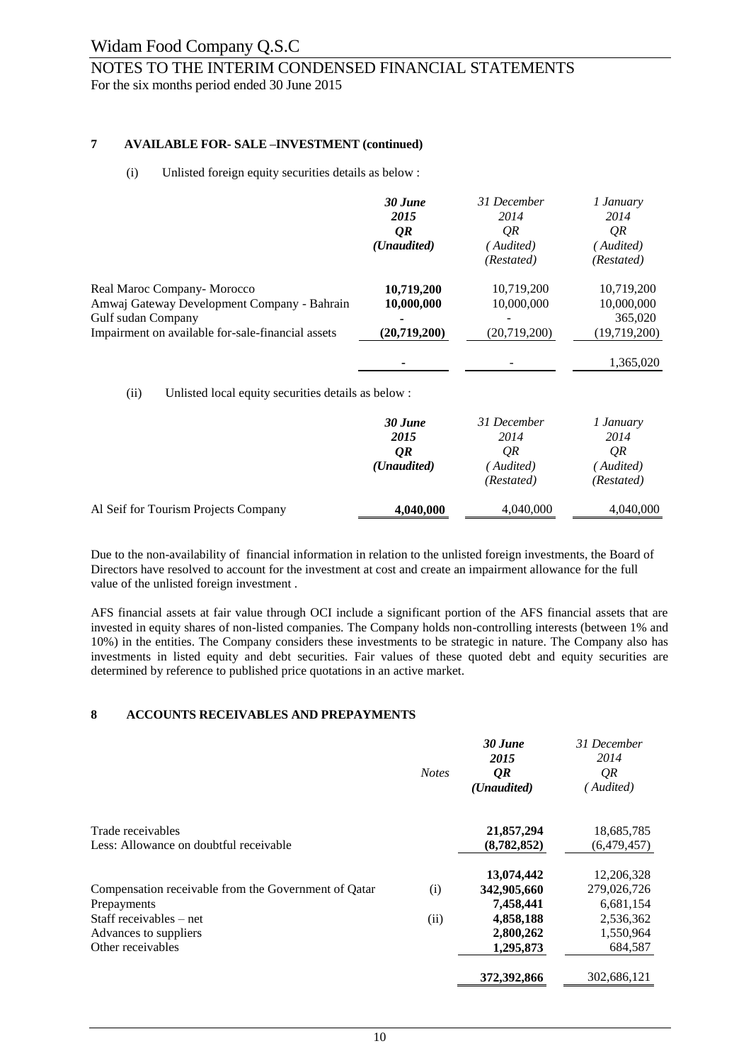## 7 AVAILABLE FOR- SALE –INVESTMENT (continued)

(i) Unlisted foreign equity securities details as below :

| | ***30 June 2015 QR (Unaudited)*** | *31 December 2014 QR (Audited) (Restated)* | *1 January 2014 QR (Audited) (Restated)* |
|---|---|---|---|
| Real Maroc Company- Morocco | **10,719,200** | 10,719,200 | 10,719,200 |
| Amwaj Gateway Development Company - Bahrain | **10,000,000** | 10,000,000 | 10,000,000 |
| Gulf sudan Company | **-** | - | 365,020 |
| Impairment on available for-sale-financial assets | **(20,719,200)** | (20,719,200) | (19,719,200) |
| | **-** | - | 1,365,020 |

(ii) Unlisted local equity securities details as below :

| | ***30 June 2015 QR (Unaudited)*** | *31 December 2014 QR (Audited) (Restated)* | *1 January 2014 QR (Audited) (Restated)* |
|---|---|---|---|
| Al Seif for Tourism Projects Company | **4,040,000** | 4,040,000 | 4,040,000 |

Due to the non-availability of financial information in relation to the unlisted foreign investments, the Board of Directors have resolved to account for the investment at cost and create an impairment allowance for the full value of the unlisted foreign investment .

AFS financial assets at fair value through OCI include a significant portion of the AFS financial assets that are invested in equity shares of non-listed companies. The Company holds non-controlling interests (between 1% and 10%) in the entities. The Company considers these investments to be strategic in nature. The Company also has investments in listed equity and debt securities. Fair values of these quoted debt and equity securities are determined by reference to published price quotations in an active market.

## 8 ACCOUNTS RECEIVABLES AND PREPAYMENTS

| | *Notes* | ***30 June 2015 QR (Unaudited)*** | *31 December 2014 QR (Audited)* |
|---|---|---|---|
| Trade receivables | | **21,857,294** | 18,685,785 |
| Less: Allowance on doubtful receivable | | **(8,782,852)** | (6,479,457) |
| | | **13,074,442** | 12,206,328 |
| Compensation receivable from the Government of Qatar | (i) | **342,905,660** | 279,026,726 |
| Prepayments | | **7,458,441** | 6,681,154 |
| Staff receivables – net | (ii) | **4,858,188** | 2,536,362 |
| Advances to suppliers | | **2,800,262** | 1,550,964 |
| Other receivables | | **1,295,873** | 684,587 |
| | | **372,392,866** | 302,686,121 |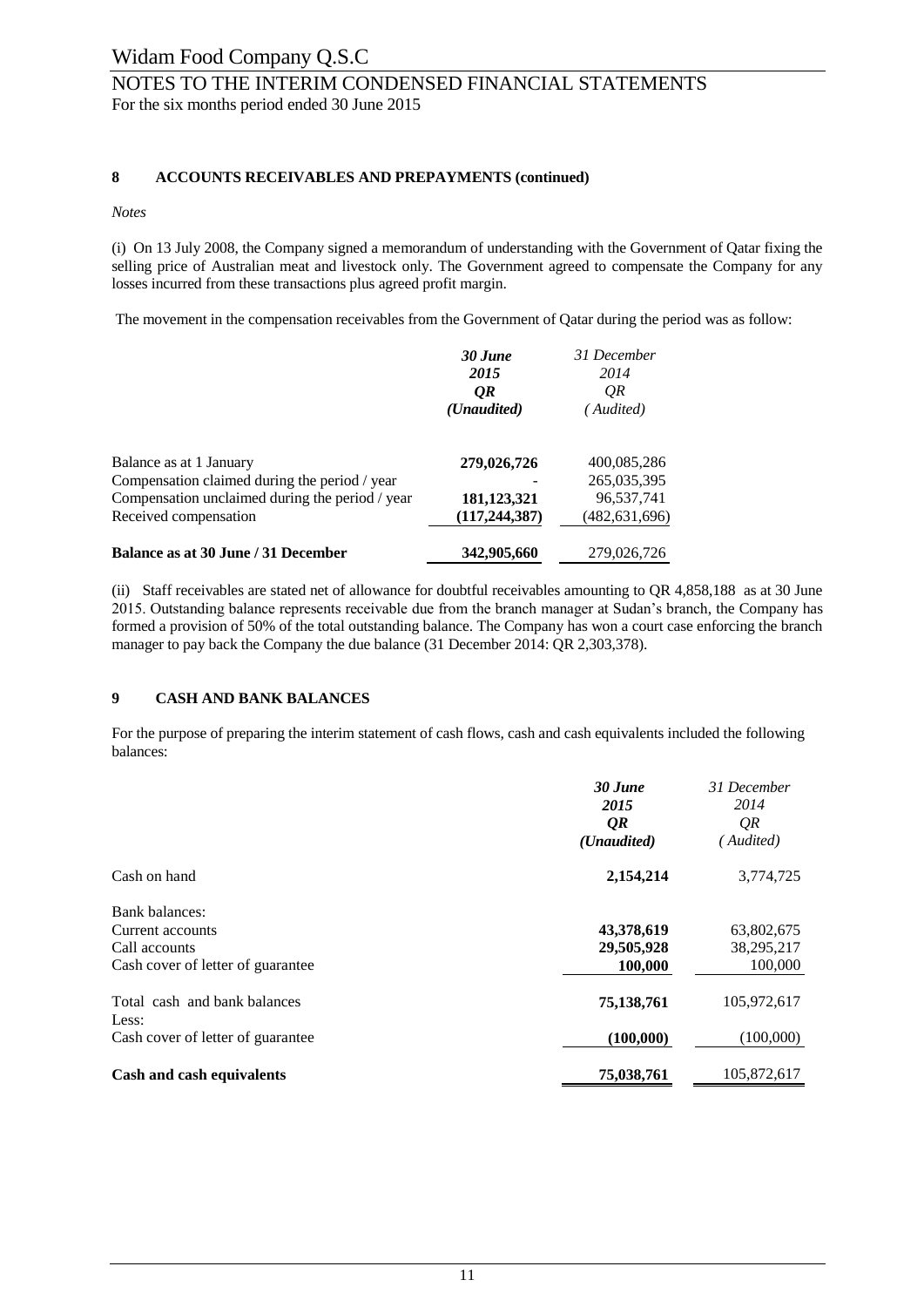### 8 ACCOUNTS RECEIVABLES AND PREPAYMENTS (continued)

*Notes*

(i) On 13 July 2008, the Company signed a memorandum of understanding with the Government of Qatar fixing the selling price of Australian meat and livestock only. The Government agreed to compensate the Company for any losses incurred from these transactions plus agreed profit margin.

The movement in the compensation receivables from the Government of Qatar during the period was as follow:

| | *30 June 2015 QR (Unaudited)* | *31 December 2014 QR (Audited)* |
|---|---|---|
| Balance as at 1 January | **279,026,726** | 400,085,286 |
| Compensation claimed during the period / year | - | 265,035,395 |
| Compensation unclaimed during the period / year | **181,123,321** | 96,537,741 |
| Received compensation | **(117,244,387)** | (482,631,696) |
| **Balance as at 30 June / 31 December** | **342,905,660** | 279,026,726 |

(ii) Staff receivables are stated net of allowance for doubtful receivables amounting to QR 4,858,188 as at 30 June 2015. Outstanding balance represents receivable due from the branch manager at Sudan's branch, the Company has formed a provision of 50% of the total outstanding balance. The Company has won a court case enforcing the branch manager to pay back the Company the due balance (31 December 2014: QR 2,303,378).

### 9 CASH AND BANK BALANCES

For the purpose of preparing the interim statement of cash flows, cash and cash equivalents included the following balances:

| | *30 June 2015 QR (Unaudited)* | *31 December 2014 QR (Audited)* |
|---|---|---|
| Cash on hand | **2,154,214** | 3,774,725 |
| Bank balances: | | |
| Current accounts | **43,378,619** | 63,802,675 |
| Call accounts | **29,505,928** | 38,295,217 |
| Cash cover of letter of guarantee | **100,000** | 100,000 |
| Total cash and bank balances | **75,138,761** | 105,972,617 |
| Less: | | |
| Cash cover of letter of guarantee | **(100,000)** | (100,000) |
| **Cash and cash equivalents** | **75,038,761** | 105,872,617 |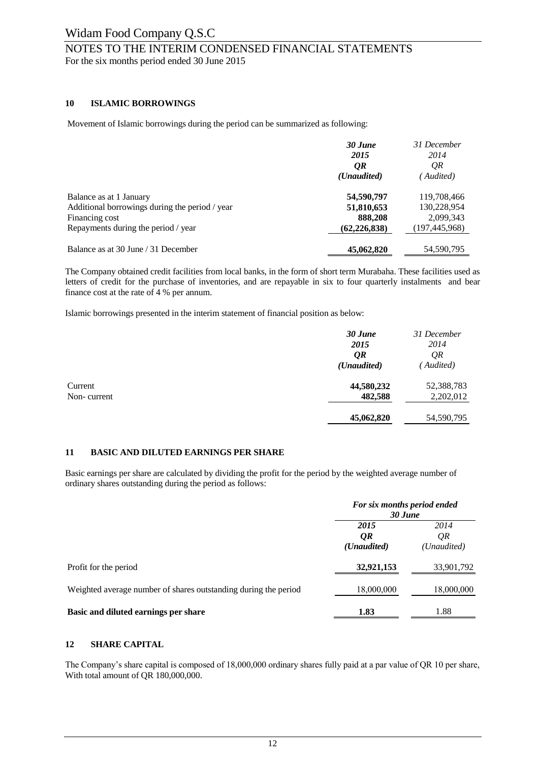## 10 ISLAMIC BORROWINGS

Movement of Islamic borrowings during the period can be summarized as following:

| | *30 June 2015 QR (Unaudited)* | *31 December 2014 QR (Audited)* |
|---|---|---|
| Balance as at 1 January | **54,590,797** | 119,708,466 |
| Additional borrowings during the period / year | **51,810,653** | 130,228,954 |
| Financing cost | **888,208** | 2,099,343 |
| Repayments during the period / year | **(62,226,838)** | (197,445,968) |
| Balance as at 30 June / 31 December | **45,062,820** | 54,590,795 |

The Company obtained credit facilities from local banks, in the form of short term Murabaha. These facilities used as letters of credit for the purchase of inventories, and are repayable in six to four quarterly instalments and bear finance cost at the rate of 4 % per annum.

Islamic borrowings presented in the interim statement of financial position as below:

| | *30 June 2015 QR (Unaudited)* | *31 December 2014 QR (Audited)* |
|---|---|---|
| Current | **44,580,232** | 52,388,783 |
| Non- current | **482,588** | 2,202,012 |
| | **45,062,820** | 54,590,795 |

## 11 BASIC AND DILUTED EARNINGS PER SHARE

Basic earnings per share are calculated by dividing the profit for the period by the weighted average number of ordinary shares outstanding during the period as follows:

| | *For six months period ended 30 June* | |
|---|---|---|
| | *2015 QR (Unaudited)* | *2014 QR (Unaudited)* |
| Profit for the period | **32,921,153** | 33,901,792 |
| Weighted average number of shares outstanding during the period | 18,000,000 | 18,000,000 |
| **Basic and diluted earnings per share** | **1.83** | 1.88 |

## 12 SHARE CAPITAL

The Company's share capital is composed of 18,000,000 ordinary shares fully paid at a par value of QR 10 per share, With total amount of QR 180,000,000.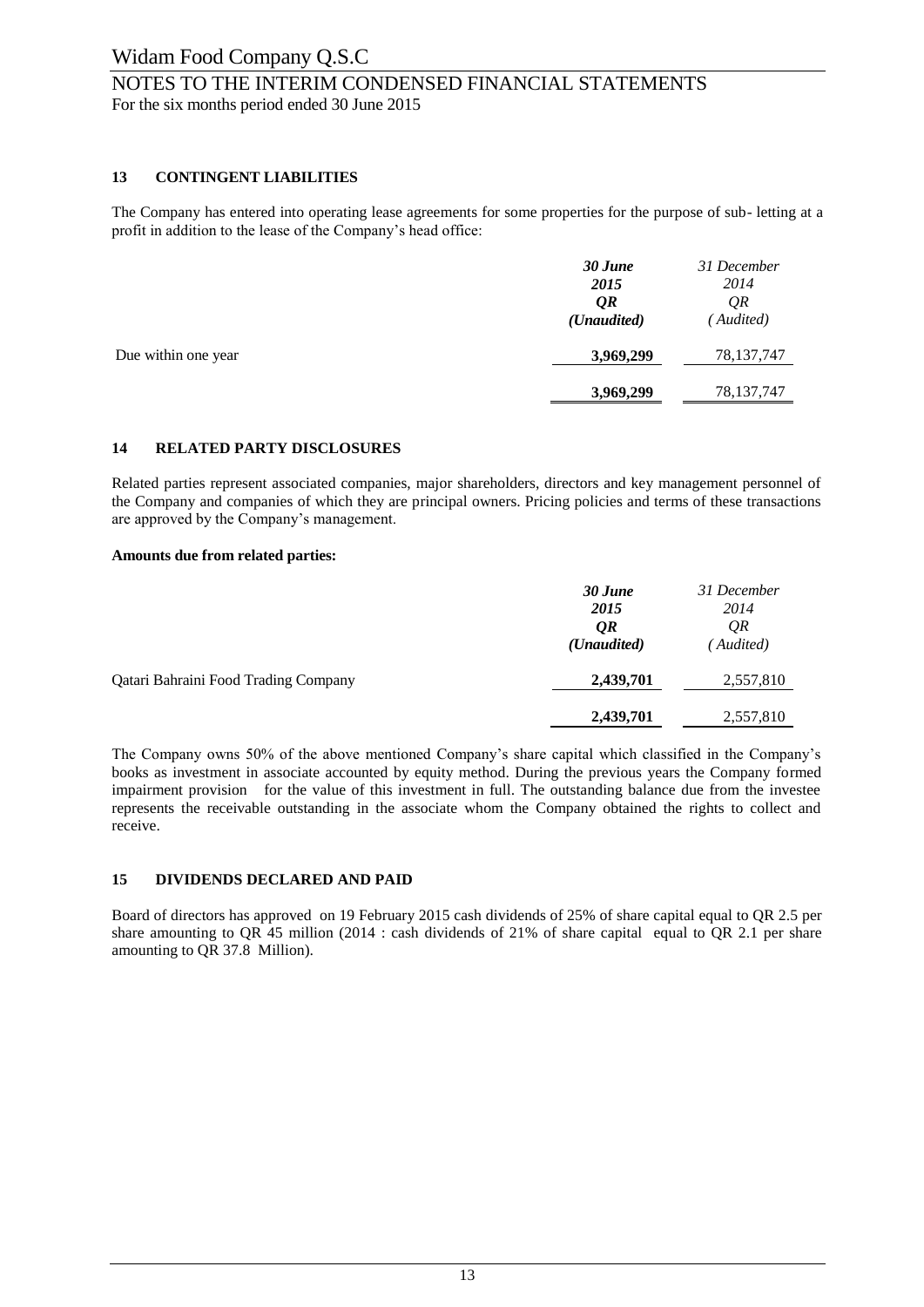## 13 CONTINGENT LIABILITIES

The Company has entered into operating lease agreements for some properties for the purpose of sub- letting at a profit in addition to the lease of the Company's head office:

| | ***30 June 2015 QR (Unaudited)*** | *31 December 2014 QR (Audited)* |
|---|---|---|
| Due within one year | **3,969,299** | 78,137,747 |
| | **3,969,299** | 78,137,747 |

## 14 RELATED PARTY DISCLOSURES

Related parties represent associated companies, major shareholders, directors and key management personnel of the Company and companies of which they are principal owners. Pricing policies and terms of these transactions are approved by the Company's management.

**Amounts due from related parties:**

| | ***30 June 2015 QR (Unaudited)*** | *31 December 2014 QR (Audited)* |
|---|---|---|
| Qatari Bahraini Food Trading Company | **2,439,701** | 2,557,810 |
| | **2,439,701** | 2,557,810 |

The Company owns 50% of the above mentioned Company's share capital which classified in the Company's books as investment in associate accounted by equity method. During the previous years the Company formed impairment provision for the value of this investment in full. The outstanding balance due from the investee represents the receivable outstanding in the associate whom the Company obtained the rights to collect and receive.

## 15 DIVIDENDS DECLARED AND PAID

Board of directors has approved on 19 February 2015 cash dividends of 25% of share capital equal to QR 2.5 per share amounting to QR 45 million (2014 : cash dividends of 21% of share capital equal to QR 2.1 per share amounting to QR 37.8 Million).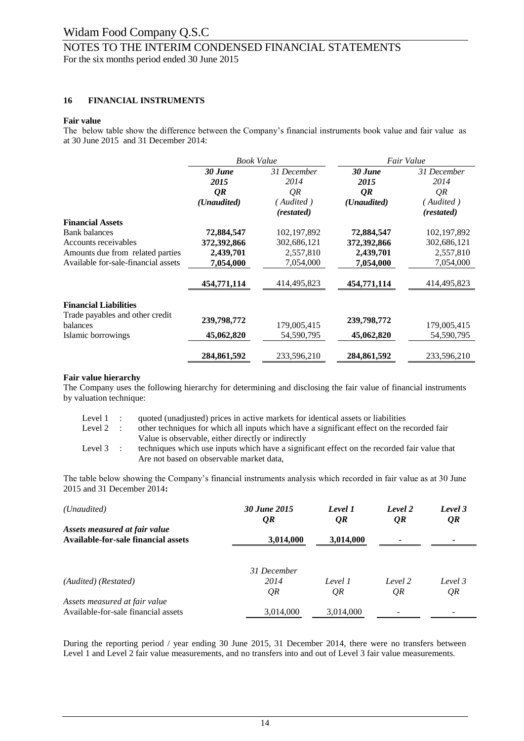## 16 FINANCIAL INSTRUMENTS

**Fair value**

The below table show the difference between the Company's financial instruments book value and fair value as at 30 June 2015 and 31 December 2014:

| | *Book Value* | | *Fair Value* | |
|---|---|---|---|---|
| | ***30 June 2015*** | *31 December 2014* | ***30 June 2015*** | *31 December 2014* |
| | ***QR*** | *QR* | ***QR*** | *QR* |
| | ***(Unaudited)*** | *( Audited )* *(restated)* | ***(Unaudited)*** | *( Audited )* *(restated)* |
| **Financial Assets** | | | | |
| Bank balances | **72,884,547** | 102,197,892 | **72,884,547** | 102,197,892 |
| Accounts receivables | **372,392,866** | 302,686,121 | **372,392,866** | 302,686,121 |
| Amounts due from related parties | **2,439,701** | 2,557,810 | **2,439,701** | 2,557,810 |
| Available for-sale-financial assets | **7,054,000** | 7,054,000 | **7,054,000** | 7,054,000 |
| | **454,771,114** | 414,495,823 | **454,771,114** | 414,495,823 |
| **Financial Liabilities** | | | | |
| Trade payables and other credit balances | **239,798,772** | 179,005,415 | **239,798,772** | 179,005,415 |
| Islamic borrowings | **45,062,820** | 54,590,795 | **45,062,820** | 54,590,795 |
| | **284,861,592** | 233,596,210 | **284,861,592** | 233,596,210 |

**Fair value hierarchy**

The Company uses the following hierarchy for determining and disclosing the fair value of financial instruments by valuation technique:

Level 1 : quoted (unadjusted) prices in active markets for identical assets or liabilities

Level 2 : other techniques for which all inputs which have a significant effect on the recorded fair Value is observable, either directly or indirectly

Level 3 : techniques which use inputs which have a significant effect on the recorded fair value that Are not based on observable market data,

The table below showing the Company's financial instruments analysis which recorded in fair value as at 30 June 2015 and 31 December 2014**:**

| *(Unaudited)* | ***30 June 2015*** ***QR*** | ***Level 1*** ***QR*** | ***Level 2*** ***QR*** | ***Level 3*** ***QR*** |
|---|---|---|---|---|
| ***Assets measured at fair value*** | | | | |
| **Available-for-sale financial assets** | **3,014,000** | **3,014,000** | **-** | **-** |

| *(Audited) (Restated)* | *31 December 2014* *QR* | *Level 1* *QR* | *Level 2* *QR* | *Level 3* *QR* |
|---|---|---|---|---|
| *Assets measured at fair value* | | | | |
| Available-for-sale financial assets | 3,014,000 | 3,014,000 | - | - |

During the reporting period / year ending 30 June 2015, 31 December 2014, there were no transfers between Level 1 and Level 2 fair value measurements, and no transfers into and out of Level 3 fair value measurements.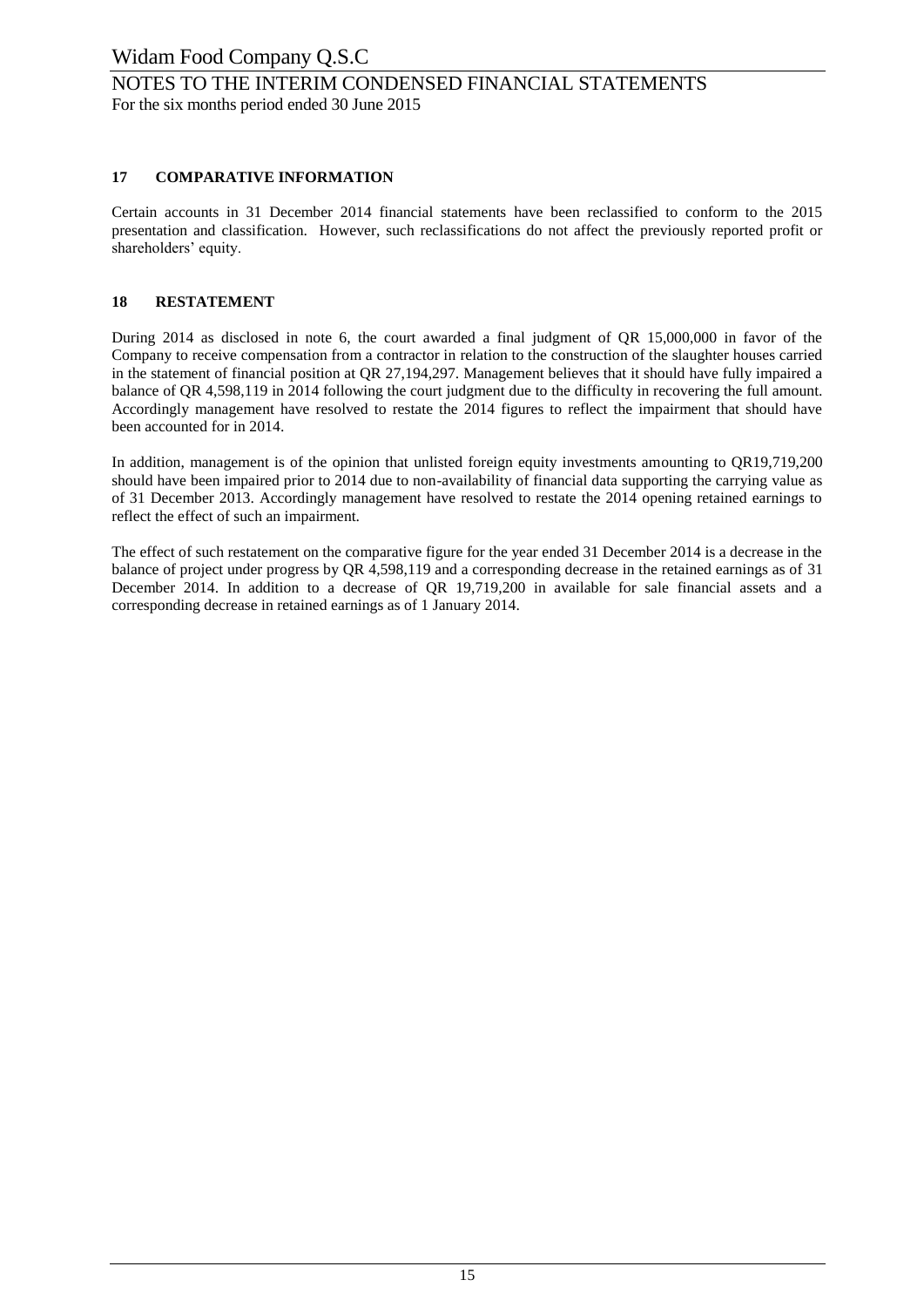## 17 COMPARATIVE INFORMATION

Certain accounts in 31 December 2014 financial statements have been reclassified to conform to the 2015 presentation and classification. However, such reclassifications do not affect the previously reported profit or shareholders' equity.

## 18 RESTATEMENT

During 2014 as disclosed in note 6, the court awarded a final judgment of QR 15,000,000 in favor of the Company to receive compensation from a contractor in relation to the construction of the slaughter houses carried in the statement of financial position at QR 27,194,297. Management believes that it should have fully impaired a balance of QR 4,598,119 in 2014 following the court judgment due to the difficulty in recovering the full amount. Accordingly management have resolved to restate the 2014 figures to reflect the impairment that should have been accounted for in 2014.

In addition, management is of the opinion that unlisted foreign equity investments amounting to QR19,719,200 should have been impaired prior to 2014 due to non-availability of financial data supporting the carrying value as of 31 December 2013. Accordingly management have resolved to restate the 2014 opening retained earnings to reflect the effect of such an impairment.

The effect of such restatement on the comparative figure for the year ended 31 December 2014 is a decrease in the balance of project under progress by QR 4,598,119 and a corresponding decrease in the retained earnings as of 31 December 2014. In addition to a decrease of QR 19,719,200 in available for sale financial assets and a corresponding decrease in retained earnings as of 1 January 2014.